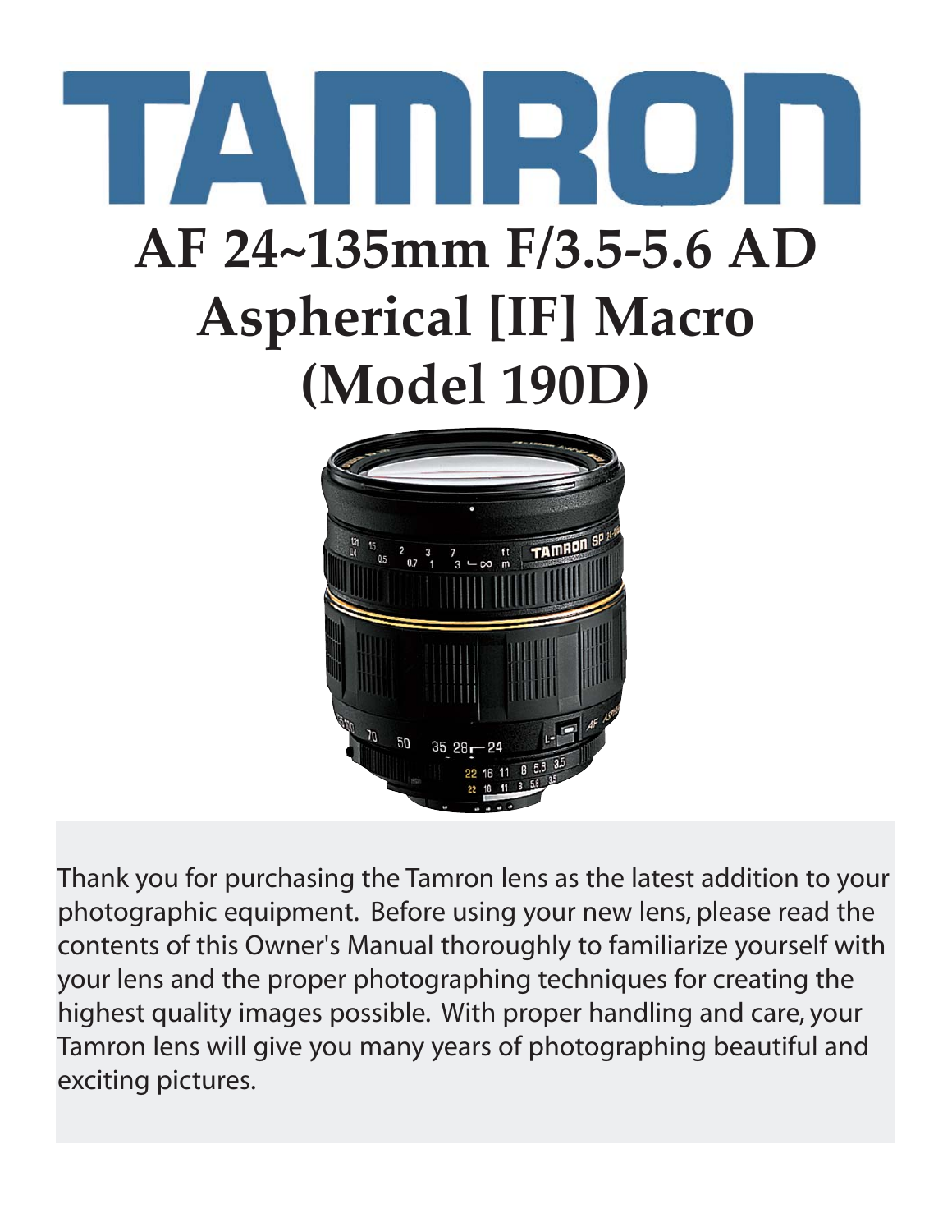# TAMRON

# AF 24~135mm F/3.5-5.6 AD Aspherical [IF] Macro (Model 190D)

Thank you for purchasing the Tamron lens as the latest addition to your photographic equipment. Before using your new lens, please read the contents of this Owner's Manual thoroughly to familiarize yourself with your lens and the proper photographing techniques for creating the highest quality images possible. With proper handling and care, your Tamron lens will give you many years of photographing beautiful and exciting pictures.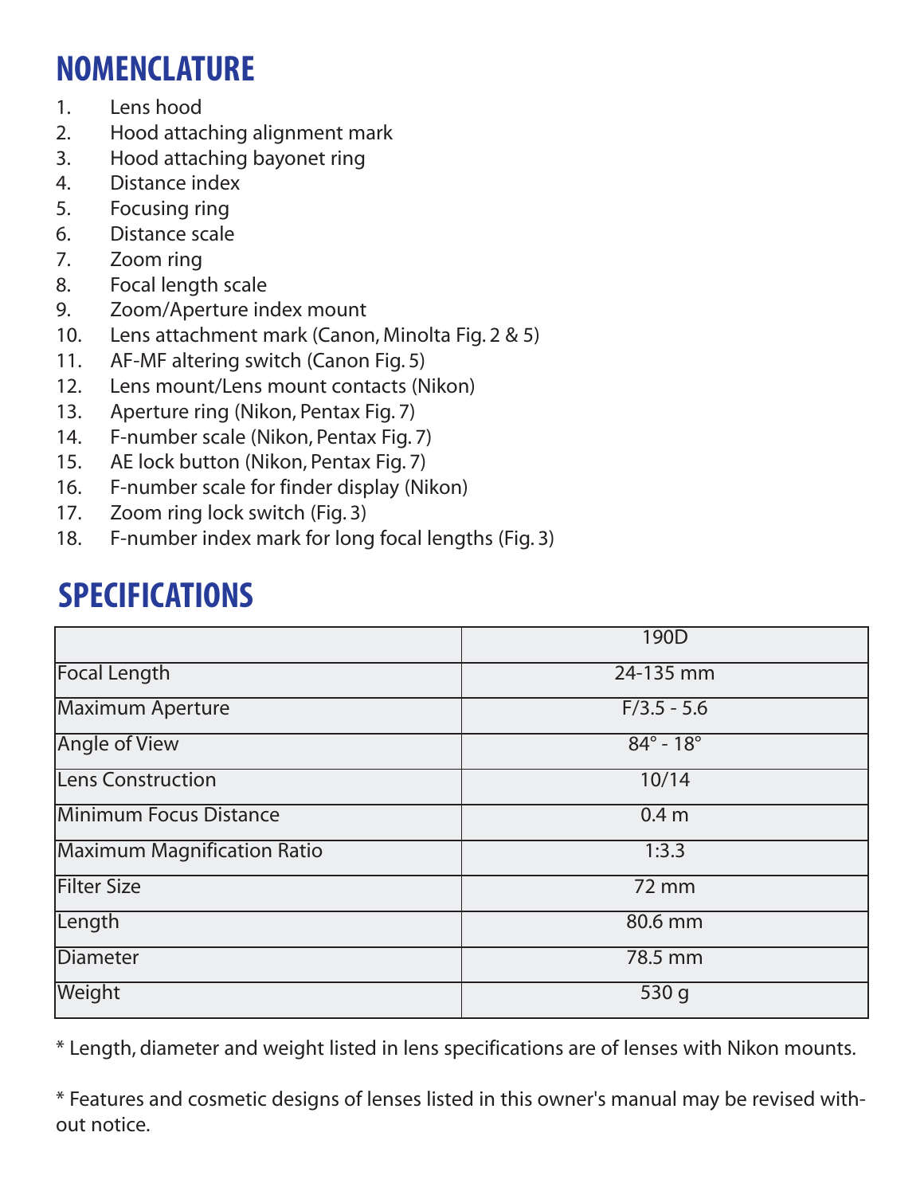## NOMENCLATURE

1. Lens hood
2. Hood attaching alignment mark
3. Hood attaching bayonet ring
4. Distance index
5. Focusing ring
6. Distance scale
7. Zoom ring
8. Focal length scale
9. Zoom/Aperture index mount
10. Lens attachment mark (Canon, Minolta Fig. 2 & 5)
11. AF-MF altering switch (Canon Fig. 5)
12. Lens mount/Lens mount contacts (Nikon)
13. Aperture ring (Nikon, Pentax Fig. 7)
14. F-number scale (Nikon, Pentax Fig. 7)
15. AE lock button (Nikon, Pentax Fig. 7)
16. F-number scale for finder display (Nikon)
17. Zoom ring lock switch (Fig. 3)
18. F-number index mark for long focal lengths (Fig. 3)

## SPECIFICATIONS

| | 190D |
|---|---|
| Focal Length | 24-135 mm |
| Maximum Aperture | F/3.5 - 5.6 |
| Angle of View | 84° - 18° |
| Lens Construction | 10/14 |
| Minimum Focus Distance | 0.4 m |
| Maximum Magnification Ratio | 1:3.3 |
| Filter Size | 72 mm |
| Length | 80.6 mm |
| Diameter | 78.5 mm |
| Weight | 530 g |

* Length, diameter and weight listed in lens specifications are of lenses with Nikon mounts.

* Features and cosmetic designs of lenses listed in this owner's manual may be revised without notice.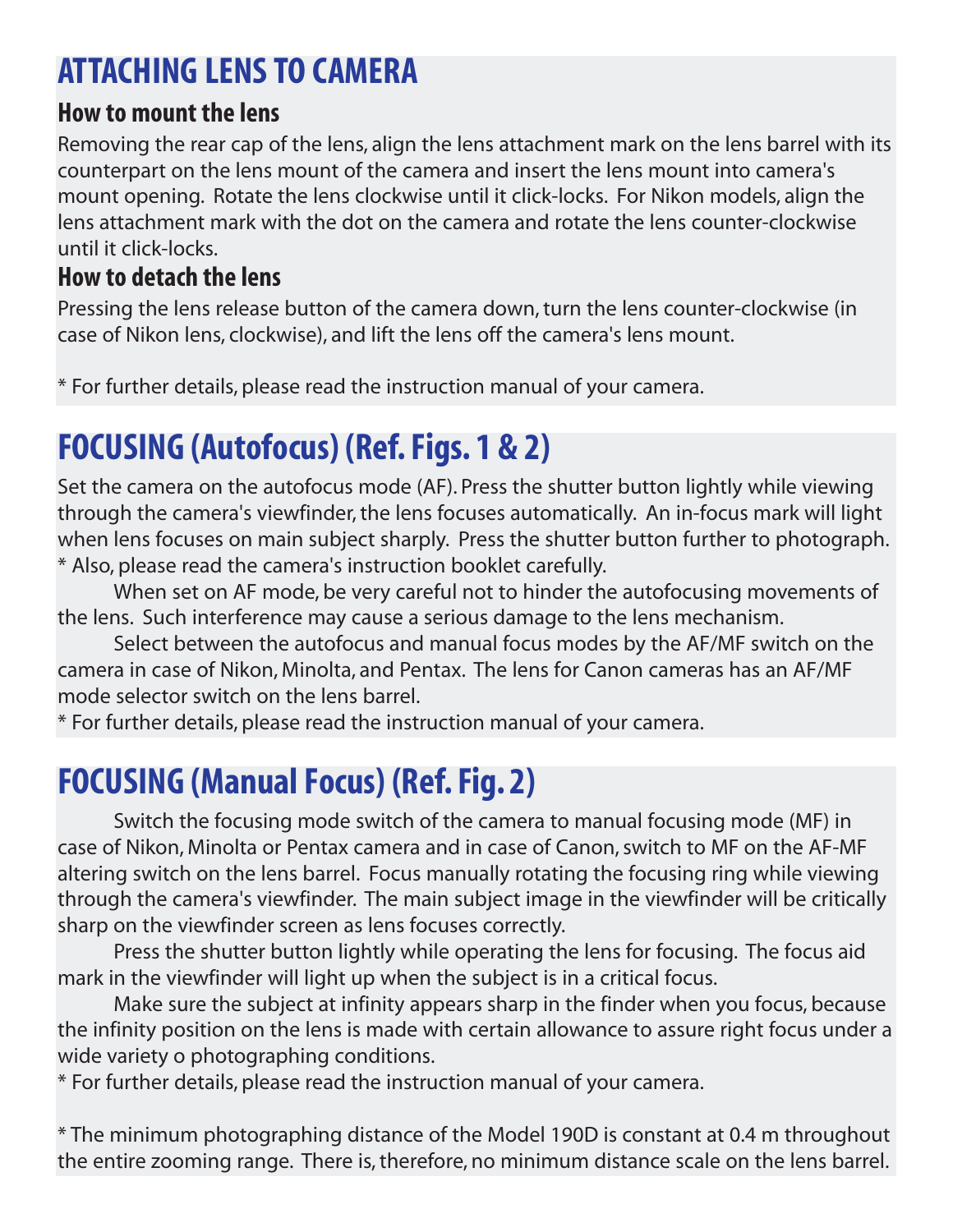# ATTACHING LENS TO CAMERA

### How to mount the lens

Removing the rear cap of the lens, align the lens attachment mark on the lens barrel with its counterpart on the lens mount of the camera and insert the lens mount into camera's mount opening. Rotate the lens clockwise until it click-locks. For Nikon models, align the lens attachment mark with the dot on the camera and rotate the lens counter-clockwise until it click-locks.

### How to detach the lens

Pressing the lens release button of the camera down, turn the lens counter-clockwise (in case of Nikon lens, clockwise), and lift the lens off the camera's lens mount.

* For further details, please read the instruction manual of your camera.

# FOCUSING (Autofocus) (Ref. Figs. 1 & 2)

Set the camera on the autofocus mode (AF). Press the shutter button lightly while viewing through the camera's viewfinder, the lens focuses automatically. An in-focus mark will light when lens focuses on main subject sharply. Press the shutter button further to photograph.
* Also, please read the camera's instruction booklet carefully.

When set on AF mode, be very careful not to hinder the autofocusing movements of the lens. Such interference may cause a serious damage to the lens mechanism.

Select between the autofocus and manual focus modes by the AF/MF switch on the camera in case of Nikon, Minolta, and Pentax. The lens for Canon cameras has an AF/MF mode selector switch on the lens barrel.
* For further details, please read the instruction manual of your camera.

# FOCUSING (Manual Focus) (Ref. Fig. 2)

Switch the focusing mode switch of the camera to manual focusing mode (MF) in case of Nikon, Minolta or Pentax camera and in case of Canon, switch to MF on the AF-MF altering switch on the lens barrel. Focus manually rotating the focusing ring while viewing through the camera's viewfinder. The main subject image in the viewfinder will be critically sharp on the viewfinder screen as lens focuses correctly.

Press the shutter button lightly while operating the lens for focusing. The focus aid mark in the viewfinder will light up when the subject is in a critical focus.

Make sure the subject at infinity appears sharp in the finder when you focus, because the infinity position on the lens is made with certain allowance to assure right focus under a wide variety o photographing conditions.
* For further details, please read the instruction manual of your camera.

* The minimum photographing distance of the Model 190D is constant at 0.4 m throughout the entire zooming range. There is, therefore, no minimum distance scale on the lens barrel.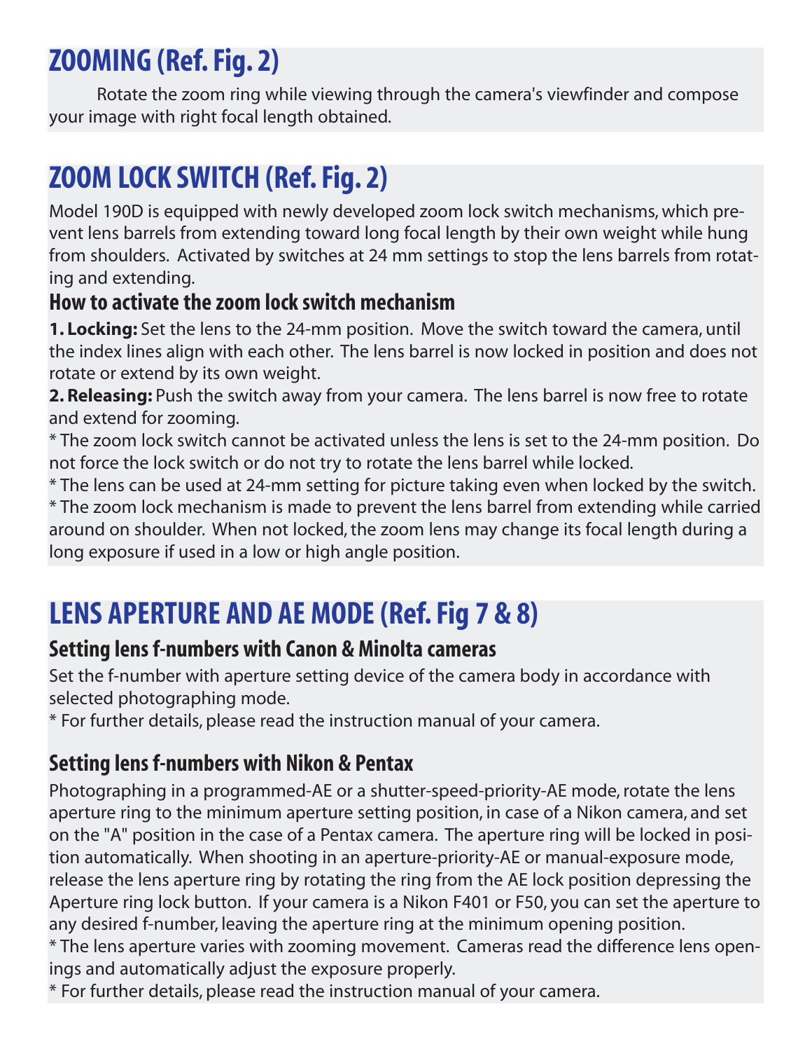## ZOOMING (Ref. Fig. 2)

Rotate the zoom ring while viewing through the camera's viewfinder and compose your image with right focal length obtained.

## ZOOM LOCK SWITCH (Ref. Fig. 2)

Model 190D is equipped with newly developed zoom lock switch mechanisms, which prevent lens barrels from extending toward long focal length by their own weight while hung from shoulders. Activated by switches at 24 mm settings to stop the lens barrels from rotating and extending.

### How to activate the zoom lock switch mechanism

**1. Locking:** Set the lens to the 24-mm position. Move the switch toward the camera, until the index lines align with each other. The lens barrel is now locked in position and does not rotate or extend by its own weight.

**2. Releasing:** Push the switch away from your camera. The lens barrel is now free to rotate and extend for zooming.

* The zoom lock switch cannot be activated unless the lens is set to the 24-mm position. Do not force the lock switch or do not try to rotate the lens barrel while locked.

* The lens can be used at 24-mm setting for picture taking even when locked by the switch.

* The zoom lock mechanism is made to prevent the lens barrel from extending while carried around on shoulder. When not locked, the zoom lens may change its focal length during a long exposure if used in a low or high angle position.

## LENS APERTURE AND AE MODE (Ref. Fig 7 & 8)

### Setting lens f-numbers with Canon & Minolta cameras

Set the f-number with aperture setting device of the camera body in accordance with selected photographing mode.

* For further details, please read the instruction manual of your camera.

### Setting lens f-numbers with Nikon & Pentax

Photographing in a programmed-AE or a shutter-speed-priority-AE mode, rotate the lens aperture ring to the minimum aperture setting position, in case of a Nikon camera, and set on the "A" position in the case of a Pentax camera. The aperture ring will be locked in position automatically. When shooting in an aperture-priority-AE or manual-exposure mode, release the lens aperture ring by rotating the ring from the AE lock position depressing the Aperture ring lock button. If your camera is a Nikon F401 or F50, you can set the aperture to any desired f-number, leaving the aperture ring at the minimum opening position.

* The lens aperture varies with zooming movement. Cameras read the difference lens openings and automatically adjust the exposure properly.

* For further details, please read the instruction manual of your camera.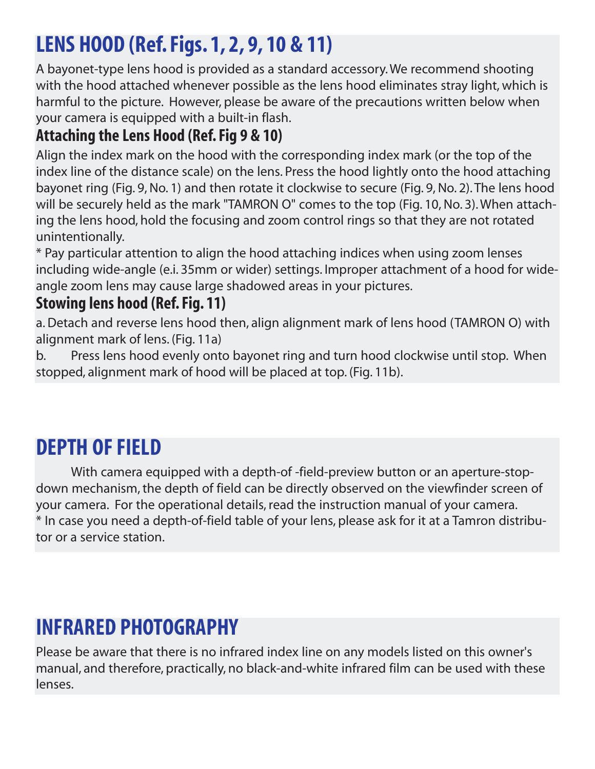# LENS HOOD (Ref. Figs. 1, 2, 9, 10 & 11)

A bayonet-type lens hood is provided as a standard accessory. We recommend shooting with the hood attached whenever possible as the lens hood eliminates stray light, which is harmful to the picture. However, please be aware of the precautions written below when your camera is equipped with a built-in flash.

## Attaching the Lens Hood (Ref. Fig 9 & 10)

Align the index mark on the hood with the corresponding index mark (or the top of the index line of the distance scale) on the lens. Press the hood lightly onto the hood attaching bayonet ring (Fig. 9, No. 1) and then rotate it clockwise to secure (Fig. 9, No. 2). The lens hood will be securely held as the mark "TAMRON O" comes to the top (Fig. 10, No. 3). When attaching the lens hood, hold the focusing and zoom control rings so that they are not rotated unintentionally.

* Pay particular attention to align the hood attaching indices when using zoom lenses including wide-angle (e.i. 35mm or wider) settings. Improper attachment of a hood for wide-angle zoom lens may cause large shadowed areas in your pictures.

## Stowing lens hood (Ref. Fig. 11)

a. Detach and reverse lens hood then, align alignment mark of lens hood (TAMRON O) with alignment mark of lens. (Fig. 11a)

b. Press lens hood evenly onto bayonet ring and turn hood clockwise until stop. When stopped, alignment mark of hood will be placed at top. (Fig. 11b).

# DEPTH OF FIELD

With camera equipped with a depth-of -field-preview button or an aperture-stop-down mechanism, the depth of field can be directly observed on the viewfinder screen of your camera. For the operational details, read the instruction manual of your camera.

* In case you need a depth-of-field table of your lens, please ask for it at a Tamron distributor or a service station.

# INFRARED PHOTOGRAPHY

Please be aware that there is no infrared index line on any models listed on this owner's manual, and therefore, practically, no black-and-white infrared film can be used with these lenses.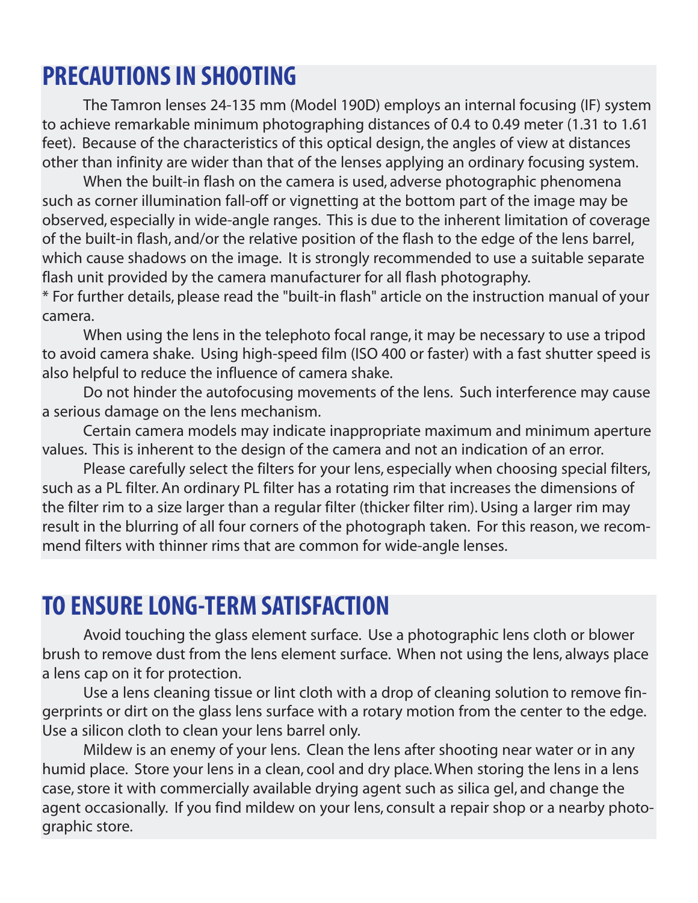# PRECAUTIONS IN SHOOTING

The Tamron lenses 24-135 mm (Model 190D) employs an internal focusing (IF) system to achieve remarkable minimum photographing distances of 0.4 to 0.49 meter (1.31 to 1.61 feet). Because of the characteristics of this optical design, the angles of view at distances other than infinity are wider than that of the lenses applying an ordinary focusing system.

When the built-in flash on the camera is used, adverse photographic phenomena such as corner illumination fall-off or vignetting at the bottom part of the image may be observed, especially in wide-angle ranges. This is due to the inherent limitation of coverage of the built-in flash, and/or the relative position of the flash to the edge of the lens barrel, which cause shadows on the image. It is strongly recommended to use a suitable separate flash unit provided by the camera manufacturer for all flash photography.

* For further details, please read the "built-in flash" article on the instruction manual of your camera.

When using the lens in the telephoto focal range, it may be necessary to use a tripod to avoid camera shake. Using high-speed film (ISO 400 or faster) with a fast shutter speed is also helpful to reduce the influence of camera shake.

Do not hinder the autofocusing movements of the lens. Such interference may cause a serious damage on the lens mechanism.

Certain camera models may indicate inappropriate maximum and minimum aperture values. This is inherent to the design of the camera and not an indication of an error.

Please carefully select the filters for your lens, especially when choosing special filters, such as a PL filter. An ordinary PL filter has a rotating rim that increases the dimensions of the filter rim to a size larger than a regular filter (thicker filter rim). Using a larger rim may result in the blurring of all four corners of the photograph taken. For this reason, we recommend filters with thinner rims that are common for wide-angle lenses.

# TO ENSURE LONG-TERM SATISFACTION

Avoid touching the glass element surface. Use a photographic lens cloth or blower brush to remove dust from the lens element surface. When not using the lens, always place a lens cap on it for protection.

Use a lens cleaning tissue or lint cloth with a drop of cleaning solution to remove fingerprints or dirt on the glass lens surface with a rotary motion from the center to the edge. Use a silicon cloth to clean your lens barrel only.

Mildew is an enemy of your lens. Clean the lens after shooting near water or in any humid place. Store your lens in a clean, cool and dry place. When storing the lens in a lens case, store it with commercially available drying agent such as silica gel, and change the agent occasionally. If you find mildew on your lens, consult a repair shop or a nearby photographic store.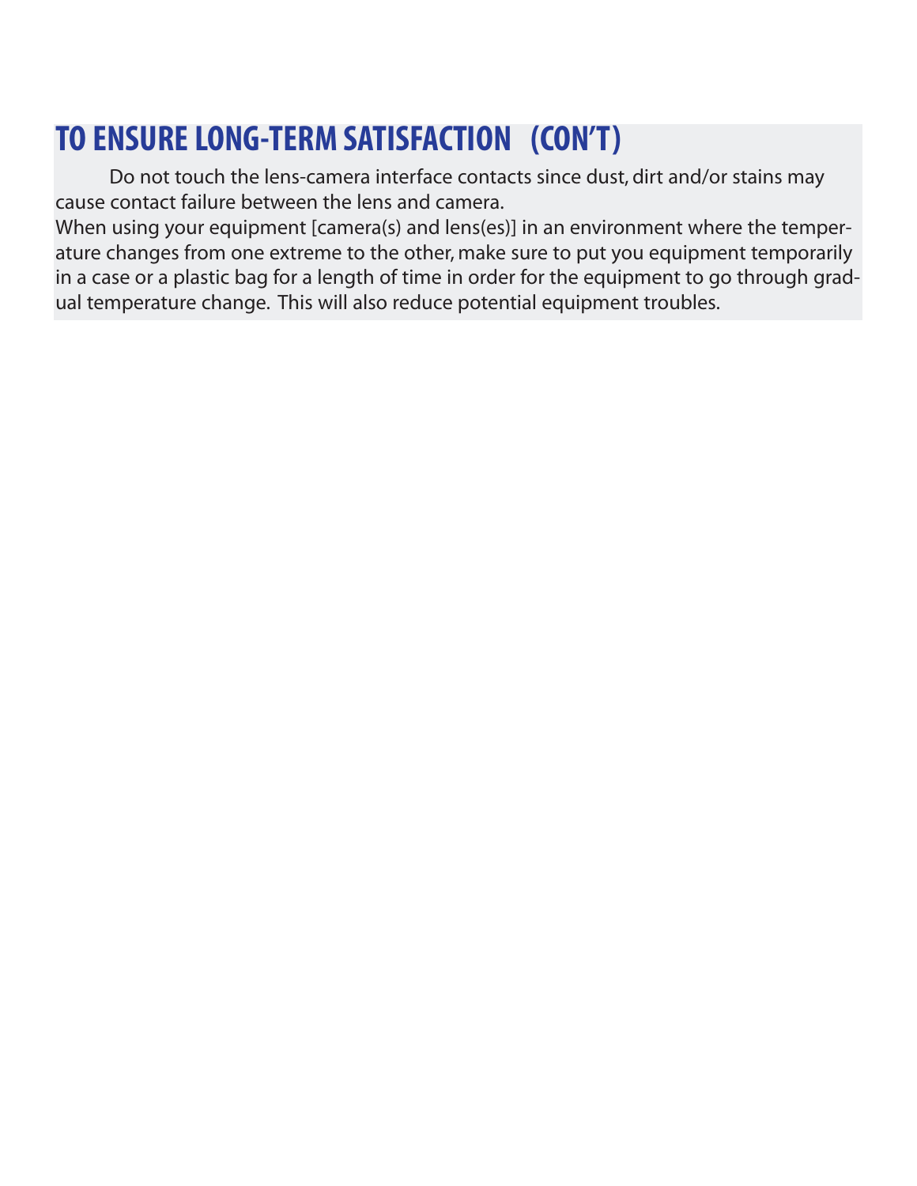# TO ENSURE LONG-TERM SATISFACTION (CON'T)

Do not touch the lens-camera interface contacts since dust, dirt and/or stains may cause contact failure between the lens and camera.

When using your equipment [camera(s) and lens(es)] in an environment where the temperature changes from one extreme to the other, make sure to put you equipment temporarily in a case or a plastic bag for a length of time in order for the equipment to go through gradual temperature change. This will also reduce potential equipment troubles.